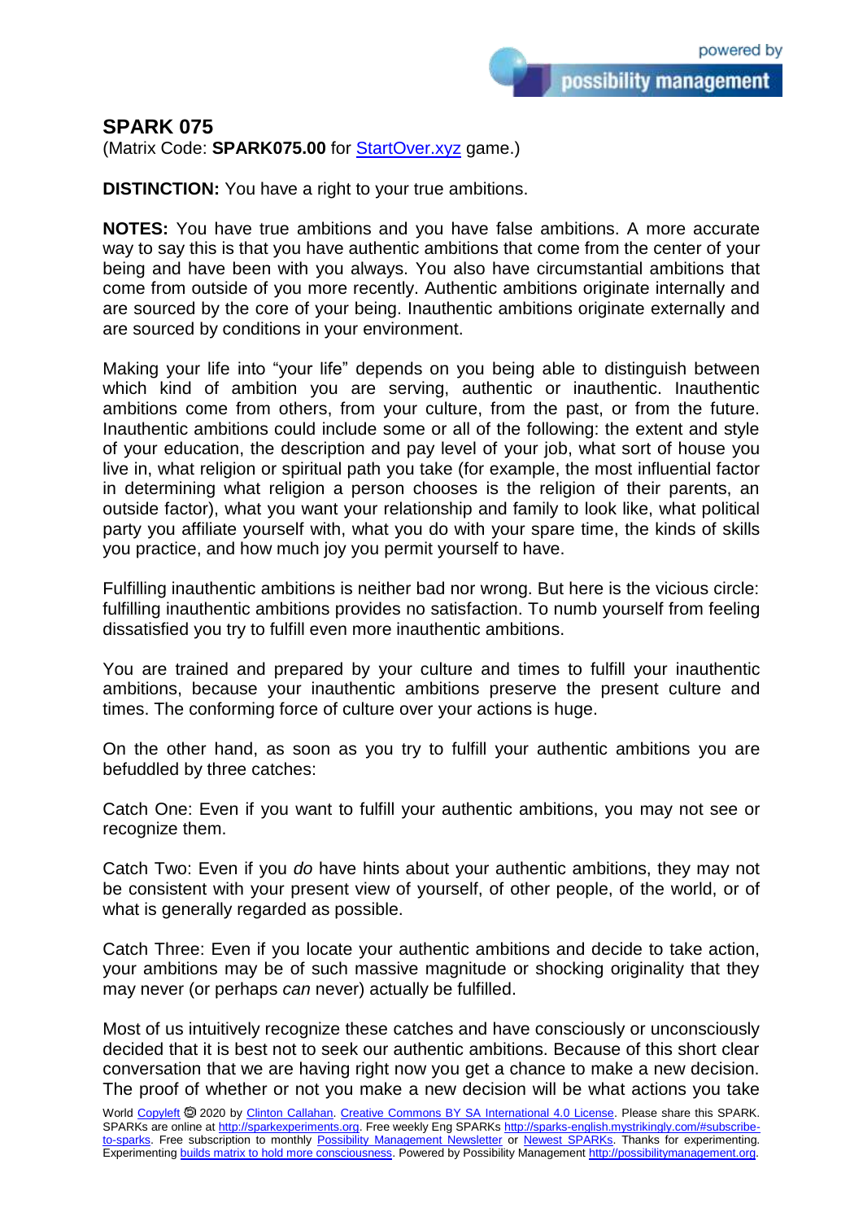# SPARK 075

(Matrix Code: **SPARK075.00** for [StartOver.xyz](StartOver.xyz) game.)

**DISTINCTION:** You have a right to your true ambitions.

**NOTES:** You have true ambitions and you have false ambitions. A more accurate way to say this is that you have authentic ambitions that come from the center of your being and have been with you always. You also have circumstantial ambitions that come from outside of you more recently. Authentic ambitions originate internally and are sourced by the core of your being. Inauthentic ambitions originate externally and are sourced by conditions in your environment.

Making your life into "your life" depends on you being able to distinguish between which kind of ambition you are serving, authentic or inauthentic. Inauthentic ambitions come from others, from your culture, from the past, or from the future. Inauthentic ambitions could include some or all of the following: the extent and style of your education, the description and pay level of your job, what sort of house you live in, what religion or spiritual path you take (for example, the most influential factor in determining what religion a person chooses is the religion of their parents, an outside factor), what you want your relationship and family to look like, what political party you affiliate yourself with, what you do with your spare time, the kinds of skills you practice, and how much joy you permit yourself to have.

Fulfilling inauthentic ambitions is neither bad nor wrong. But here is the vicious circle: fulfilling inauthentic ambitions provides no satisfaction. To numb yourself from feeling dissatisfied you try to fulfill even more inauthentic ambitions.

You are trained and prepared by your culture and times to fulfill your inauthentic ambitions, because your inauthentic ambitions preserve the present culture and times. The conforming force of culture over your actions is huge.

On the other hand, as soon as you try to fulfill your authentic ambitions you are befuddled by three catches:

Catch One: Even if you want to fulfill your authentic ambitions, you may not see or recognize them.

Catch Two: Even if you *do* have hints about your authentic ambitions, they may not be consistent with your present view of yourself, of other people, of the world, or of what is generally regarded as possible.

Catch Three: Even if you locate your authentic ambitions and decide to take action, your ambitions may be of such massive magnitude or shocking originality that they may never (or perhaps *can* never) actually be fulfilled.

Most of us intuitively recognize these catches and have consciously or unconsciously decided that it is best not to seek our authentic ambitions. Because of this short clear conversation that we are having right now you get a chance to make a new decision. The proof of whether or not you make a new decision will be what actions you take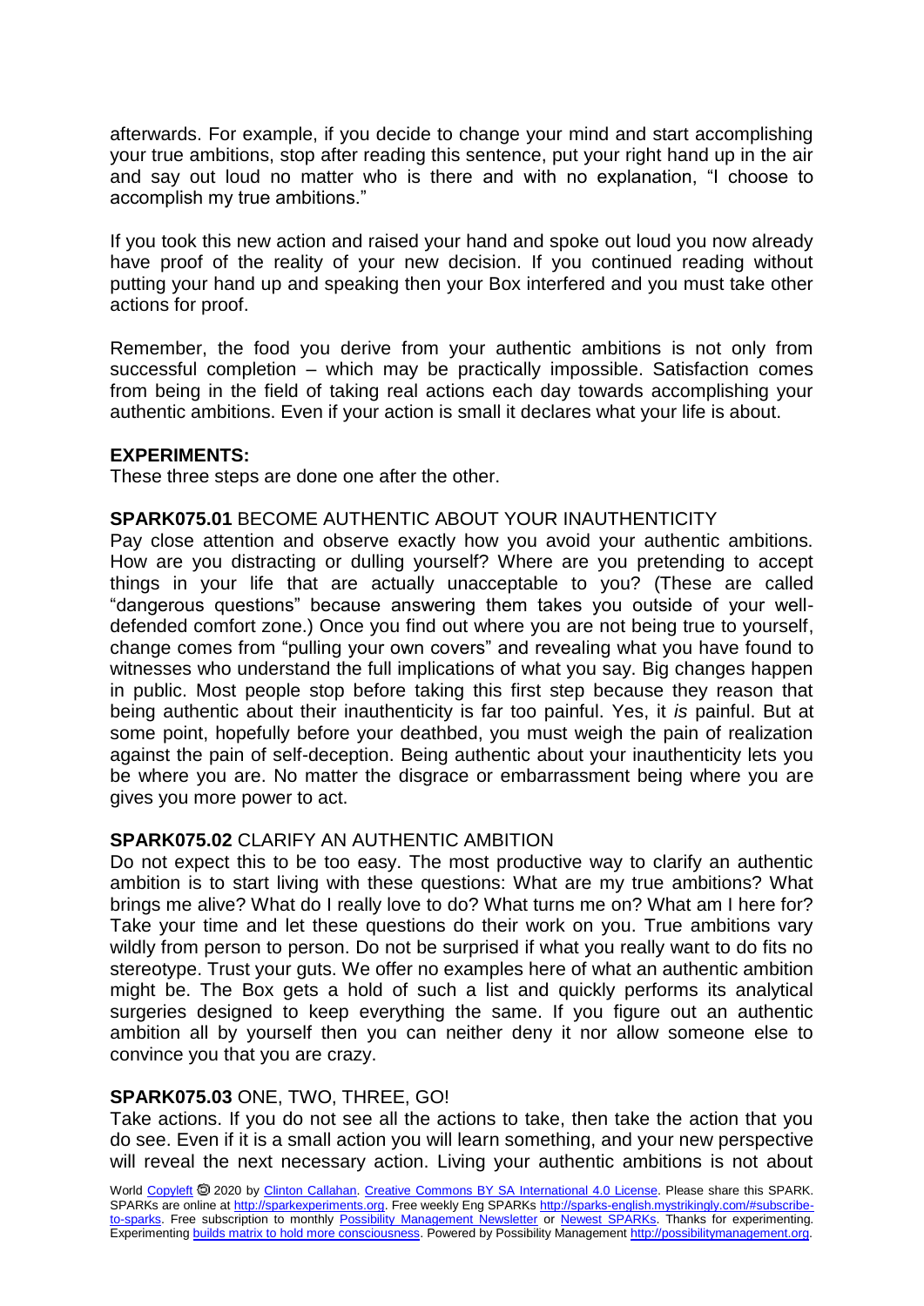afterwards. For example, if you decide to change your mind and start accomplishing your true ambitions, stop after reading this sentence, put your right hand up in the air and say out loud no matter who is there and with no explanation, "I choose to accomplish my true ambitions."

If you took this new action and raised your hand and spoke out loud you now already have proof of the reality of your new decision. If you continued reading without putting your hand up and speaking then your Box interfered and you must take other actions for proof.

Remember, the food you derive from your authentic ambitions is not only from successful completion – which may be practically impossible. Satisfaction comes from being in the field of taking real actions each day towards accomplishing your authentic ambitions. Even if your action is small it declares what your life is about.

**EXPERIMENTS:**

These three steps are done one after the other.

**SPARK075.01** BECOME AUTHENTIC ABOUT YOUR INAUTHENTICITY

Pay close attention and observe exactly how you avoid your authentic ambitions. How are you distracting or dulling yourself? Where are you pretending to accept things in your life that are actually unacceptable to you? (These are called "dangerous questions" because answering them takes you outside of your well-defended comfort zone.) Once you find out where you are not being true to yourself, change comes from "pulling your own covers" and revealing what you have found to witnesses who understand the full implications of what you say. Big changes happen in public. Most people stop before taking this first step because they reason that being authentic about their inauthenticity is far too painful. Yes, it *is* painful. But at some point, hopefully before your deathbed, you must weigh the pain of realization against the pain of self-deception. Being authentic about your inauthenticity lets you be where you are. No matter the disgrace or embarrassment being where you are gives you more power to act.

**SPARK075.02** CLARIFY AN AUTHENTIC AMBITION

Do not expect this to be too easy. The most productive way to clarify an authentic ambition is to start living with these questions: What are my true ambitions? What brings me alive? What do I really love to do? What turns me on? What am I here for? Take your time and let these questions do their work on you. True ambitions vary wildly from person to person. Do not be surprised if what you really want to do fits no stereotype. Trust your guts. We offer no examples here of what an authentic ambition might be. The Box gets a hold of such a list and quickly performs its analytical surgeries designed to keep everything the same. If you figure out an authentic ambition all by yourself then you can neither deny it nor allow someone else to convince you that you are crazy.

**SPARK075.03** ONE, TWO, THREE, GO!

Take actions. If you do not see all the actions to take, then take the action that you do see. Even if it is a small action you will learn something, and your new perspective will reveal the next necessary action. Living your authentic ambitions is not about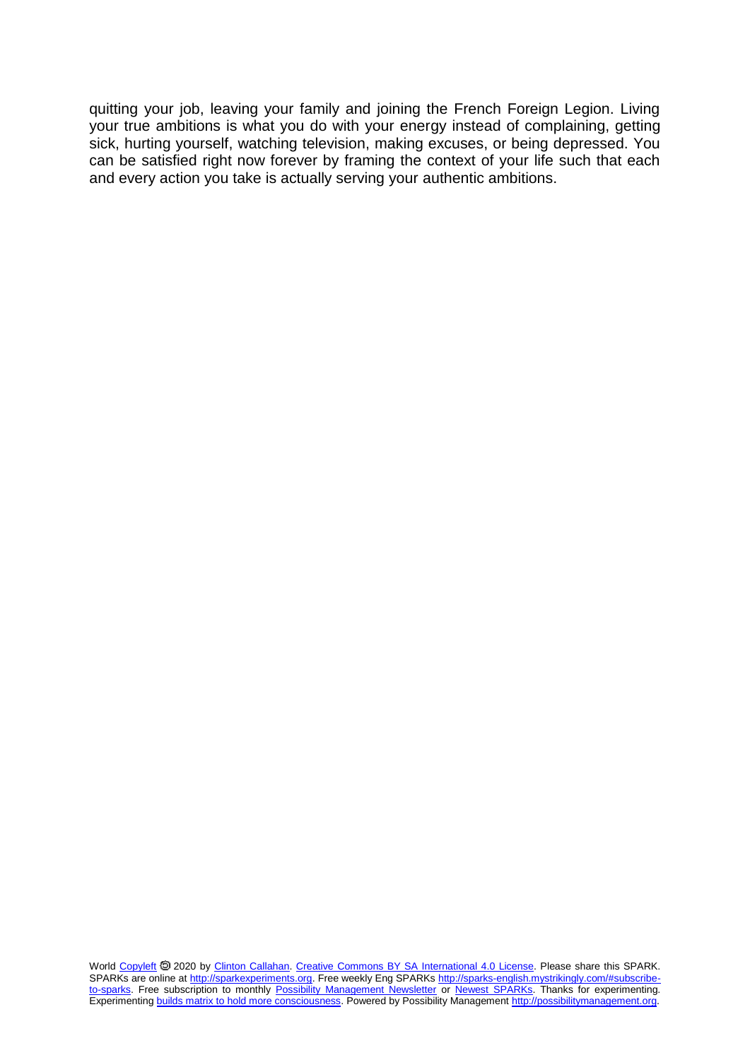quitting your job, leaving your family and joining the French Foreign Legion. Living your true ambitions is what you do with your energy instead of complaining, getting sick, hurting yourself, watching television, making excuses, or being depressed. You can be satisfied right now forever by framing the context of your life such that each and every action you take is actually serving your authentic ambitions.